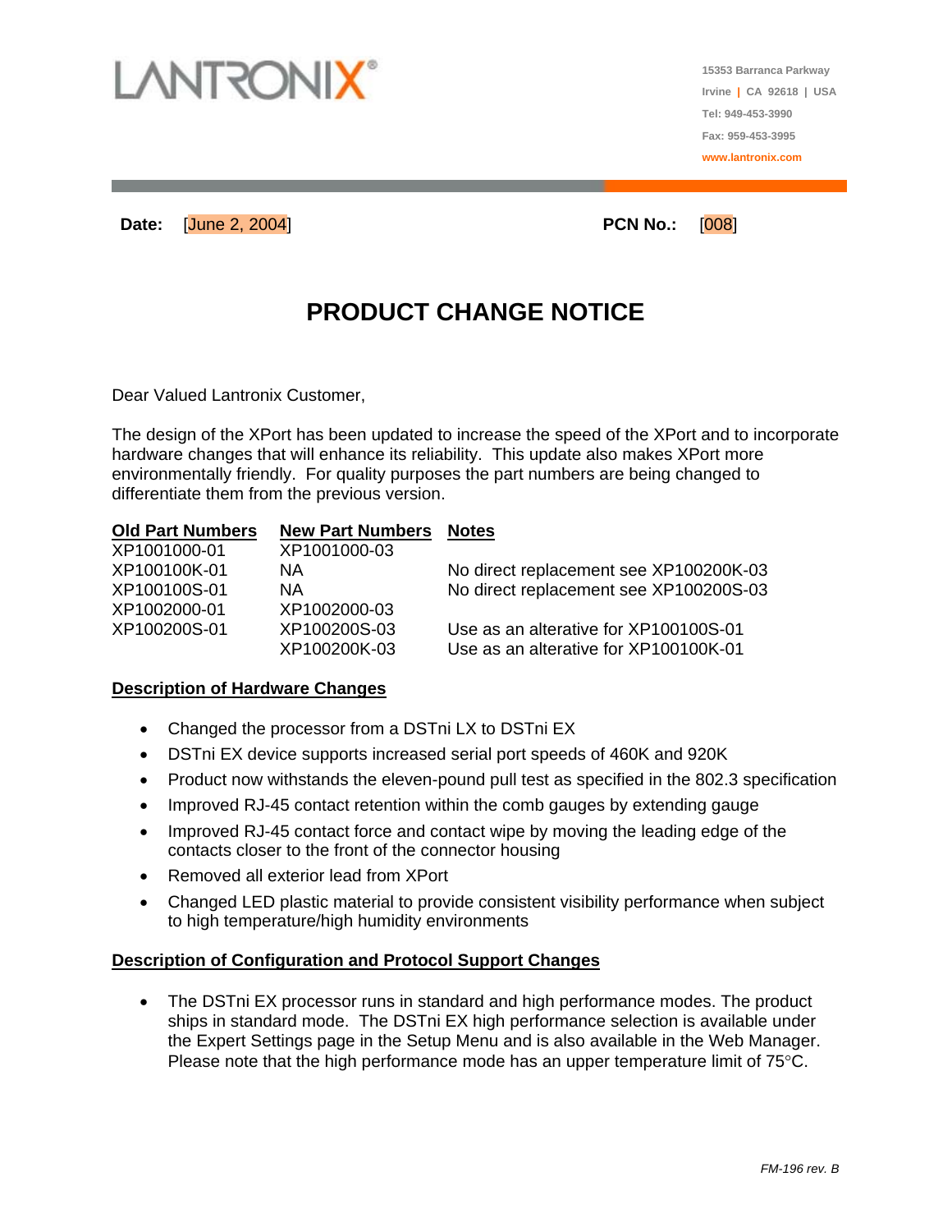LANTRONIX®

15353 Barranca Parkway
Irvine | CA 92618 | USA
Tel: 949-453-3990
Fax: 959-453-3995
www.lantronix.com

**Date:** [June 2, 2004] **PCN No.:** [008]

# PRODUCT CHANGE NOTICE

Dear Valued Lantronix Customer,

The design of the XPort has been updated to increase the speed of the XPort and to incorporate hardware changes that will enhance its reliability. This update also makes XPort more environmentally friendly. For quality purposes the part numbers are being changed to differentiate them from the previous version.

| Old Part Numbers | New Part Numbers | Notes |
|---|---|---|
| XP1001000-01 | XP1001000-03 | |
| XP100100K-01 | NA | No direct replacement see XP100200K-03 |
| XP100100S-01 | NA | No direct replacement see XP100200S-03 |
| XP1002000-01 | XP1002000-03 | |
| XP100200S-01 | XP100200S-03 | Use as an alterative for XP100100S-01 |
| | XP100200K-03 | Use as an alterative for XP100100K-01 |

## Description of Hardware Changes

- Changed the processor from a DSTni LX to DSTni EX
- DSTni EX device supports increased serial port speeds of 460K and 920K
- Product now withstands the eleven-pound pull test as specified in the 802.3 specification
- Improved RJ-45 contact retention within the comb gauges by extending gauge
- Improved RJ-45 contact force and contact wipe by moving the leading edge of the contacts closer to the front of the connector housing
- Removed all exterior lead from XPort
- Changed LED plastic material to provide consistent visibility performance when subject to high temperature/high humidity environments

## Description of Configuration and Protocol Support Changes

- The DSTni EX processor runs in standard and high performance modes. The product ships in standard mode. The DSTni EX high performance selection is available under the Expert Settings page in the Setup Menu and is also available in the Web Manager. Please note that the high performance mode has an upper temperature limit of 75°C.

*FM-196 rev. B*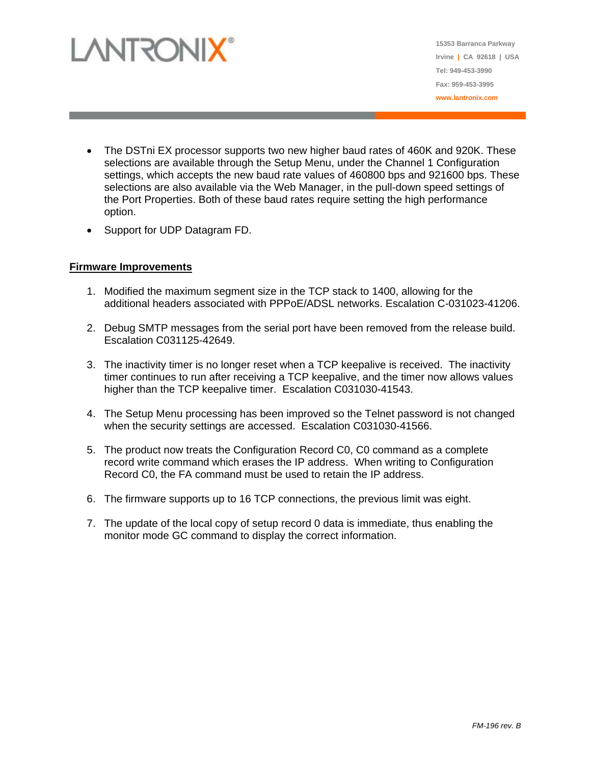- The DSTni EX processor supports two new higher baud rates of 460K and 920K. These selections are available through the Setup Menu, under the Channel 1 Configuration settings, which accepts the new baud rate values of 460800 bps and 921600 bps. These selections are also available via the Web Manager, in the pull-down speed settings of the Port Properties. Both of these baud rates require setting the high performance option.
- Support for UDP Datagram FD.

## Firmware Improvements

1. Modified the maximum segment size in the TCP stack to 1400, allowing for the additional headers associated with PPPoE/ADSL networks. Escalation C-031023-41206.

2. Debug SMTP messages from the serial port have been removed from the release build. Escalation C031125-42649.

3. The inactivity timer is no longer reset when a TCP keepalive is received. The inactivity timer continues to run after receiving a TCP keepalive, and the timer now allows values higher than the TCP keepalive timer. Escalation C031030-41543.

4. The Setup Menu processing has been improved so the Telnet password is not changed when the security settings are accessed. Escalation C031030-41566.

5. The product now treats the Configuration Record C0, C0 command as a complete record write command which erases the IP address. When writing to Configuration Record C0, the FA command must be used to retain the IP address.

6. The firmware supports up to 16 TCP connections, the previous limit was eight.

7. The update of the local copy of setup record 0 data is immediate, thus enabling the monitor mode GC command to display the correct information.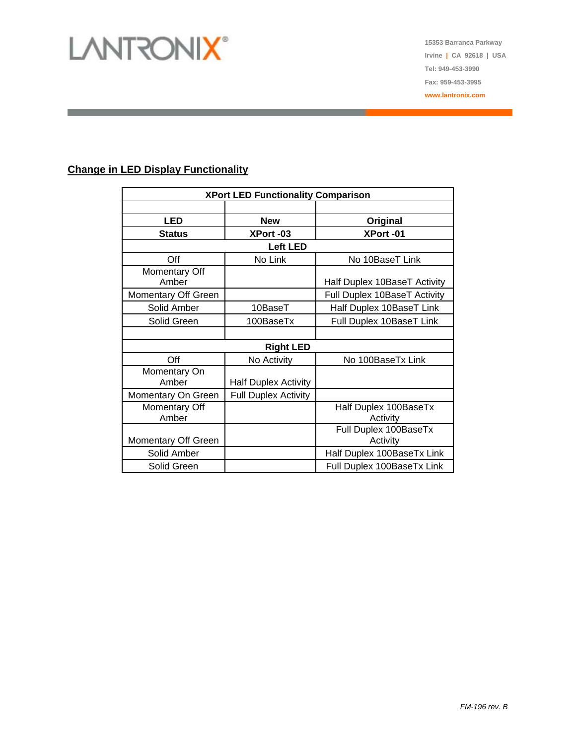## Change in LED Display Functionality

| XPort LED Functionality Comparison | | |
|---|---|---|
| | | |
| **LED Status** | **New XPort -03** | **Original XPort -01** |
| **Left LED** | | |
| Off | No Link | No 10BaseT Link |
| Momentary Off Amber | | Half Duplex 10BaseT Activity |
| Momentary Off Green | | Full Duplex 10BaseT Activity |
| Solid Amber | 10BaseT | Half Duplex 10BaseT Link |
| Solid Green | 100BaseTx | Full Duplex 10BaseT Link |
| | | |
| **Right LED** | | |
| Off | No Activity | No 100BaseTx Link |
| Momentary On Amber | Half Duplex Activity | |
| Momentary On Green | Full Duplex Activity | |
| Momentary Off Amber | | Half Duplex 100BaseTx Activity |
| Momentary Off Green | | Full Duplex 100BaseTx Activity |
| Solid Amber | | Half Duplex 100BaseTx Link |
| Solid Green | | Full Duplex 100BaseTx Link |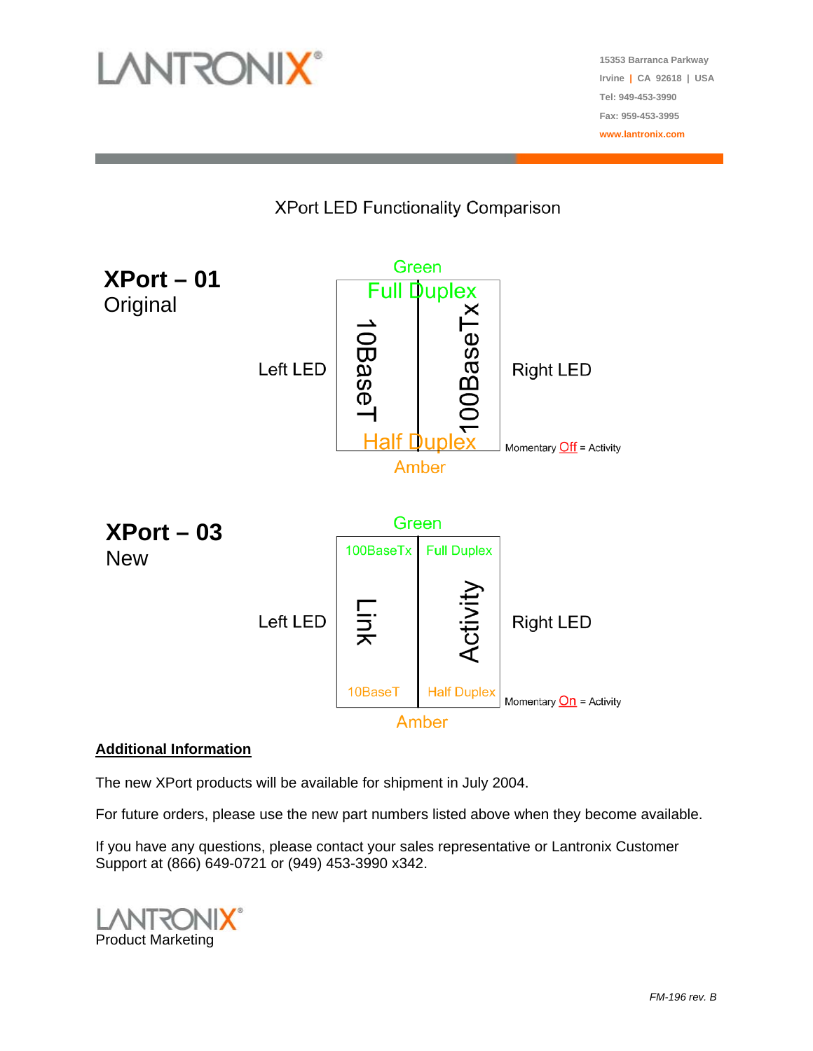XPort LED Functionality Comparison

**XPort – 01**
Original

Green
Full Duplex

Left LED

10BaseT

100BaseTx

Right LED

Half Duplex
Amber

Momentary Off = Activity

**XPort – 03**
New

Green

100BaseTx

Full Duplex

Left LED

Link

Activity

Right LED

10BaseT

Half Duplex

Momentary On = Activity

Amber

**Additional Information**

The new XPort products will be available for shipment in July 2004.

For future orders, please use the new part numbers listed above when they become available.

If you have any questions, please contact your sales representative or Lantronix Customer Support at (866) 649-0721 or (949) 453-3990 x342.

LANTRONIX
Product Marketing

*FM-196 rev. B*